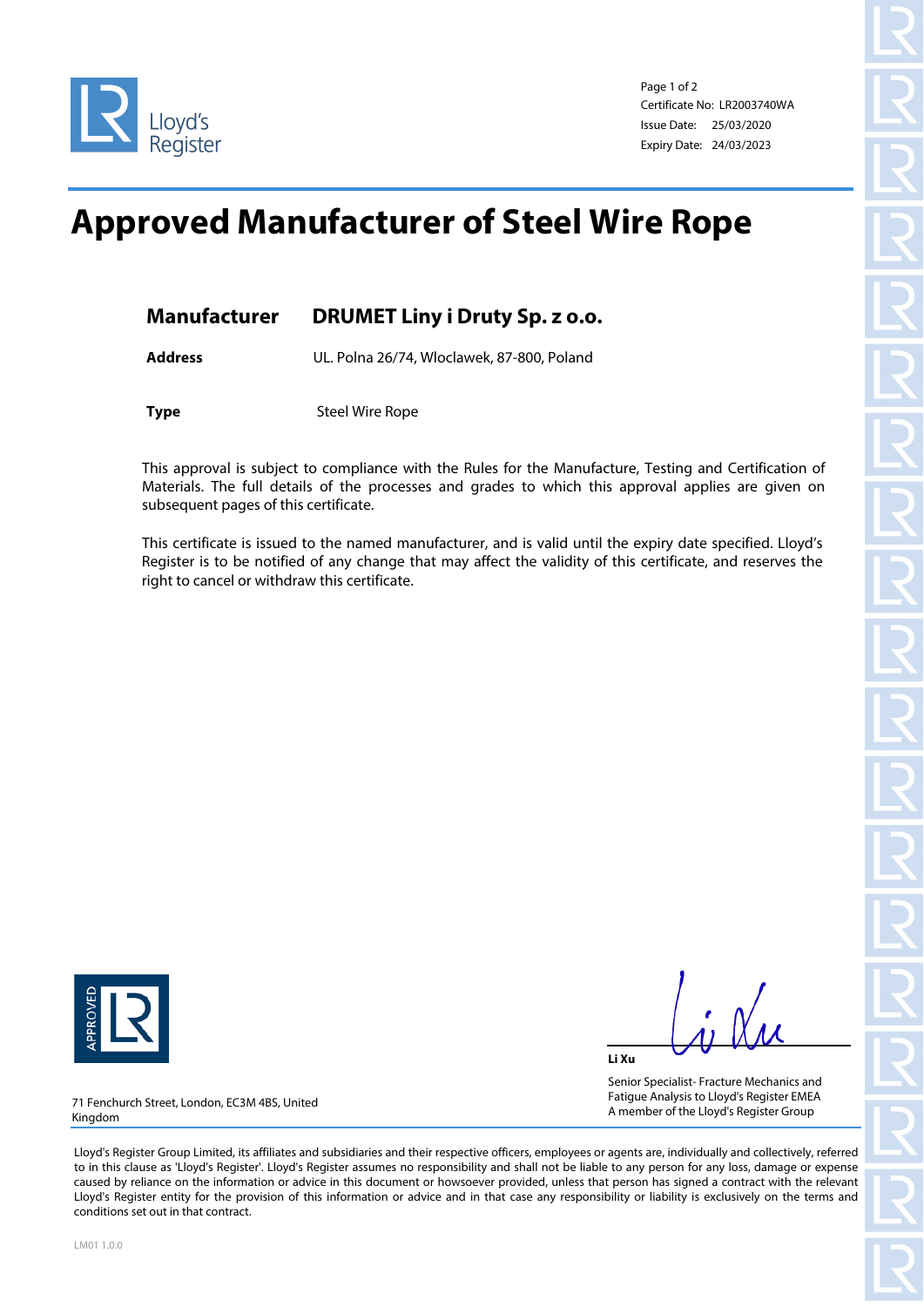Lloyd's Register

Certificate No: LR2003740WA
Issue Date: 25/03/2020
Expiry Date: 24/03/2023

# Approved Manufacturer of Steel Wire Rope

**Manufacturer** **DRUMET Liny i Druty Sp. z o.o.**

**Address** UL. Polna 26/74, Wloclawek, 87-800, Poland

**Type** Steel Wire Rope

This approval is subject to compliance with the Rules for the Manufacture, Testing and Certification of Materials. The full details of the processes and grades to which this approval applies are given on subsequent pages of this certificate.

This certificate is issued to the named manufacturer, and is valid until the expiry date specified. Lloyd's Register is to be notified of any change that may affect the validity of this certificate, and reserves the right to cancel or withdraw this certificate.

APPROVED LR

**Li Xu**

Senior Specialist- Fracture Mechanics and Fatigue Analysis to Lloyd's Register EMEA
A member of the Lloyd's Register Group

71 Fenchurch Street, London, EC3M 4BS, United Kingdom

Lloyd's Register Group Limited, its affiliates and subsidiaries and their respective officers, employees or agents are, individually and collectively, referred to in this clause as 'Lloyd's Register'. Lloyd's Register assumes no responsibility and shall not be liable to any person for any loss, damage or expense caused by reliance on the information or advice in this document or howsoever provided, unless that person has signed a contract with the relevant Lloyd's Register entity for the provision of this information or advice and in that case any responsibility or liability is exclusively on the terms and conditions set out in that contract.

LM01 1.0.0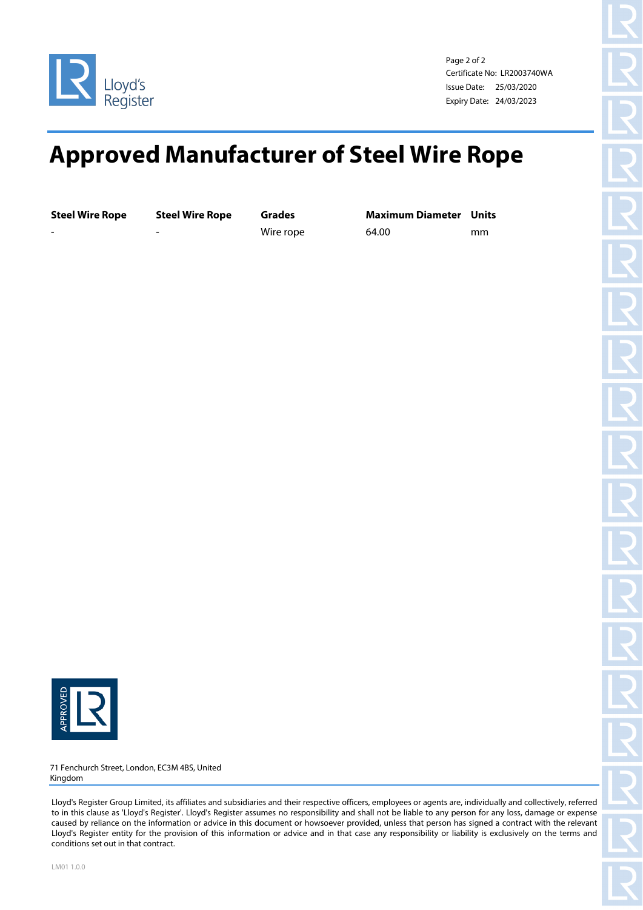Certificate No: LR2003740WA
Issue Date: 25/03/2020
Expiry Date: 24/03/2023

# Approved Manufacturer of Steel Wire Rope

| Steel Wire Rope | Steel Wire Rope | Grades | Maximum Diameter | Units |
|---|---|---|---|---|
| - | - | Wire rope | 64.00 | mm |

71 Fenchurch Street, London, EC3M 4BS, United Kingdom

Lloyd's Register Group Limited, its affiliates and subsidiaries and their respective officers, employees or agents are, individually and collectively, referred to in this clause as 'Lloyd's Register'. Lloyd's Register assumes no responsibility and shall not be liable to any person for any loss, damage or expense caused by reliance on the information or advice in this document or howsoever provided, unless that person has signed a contract with the relevant Lloyd's Register entity for the provision of this information or advice and in that case any responsibility or liability is exclusively on the terms and conditions set out in that contract.

LM01 1.0.0